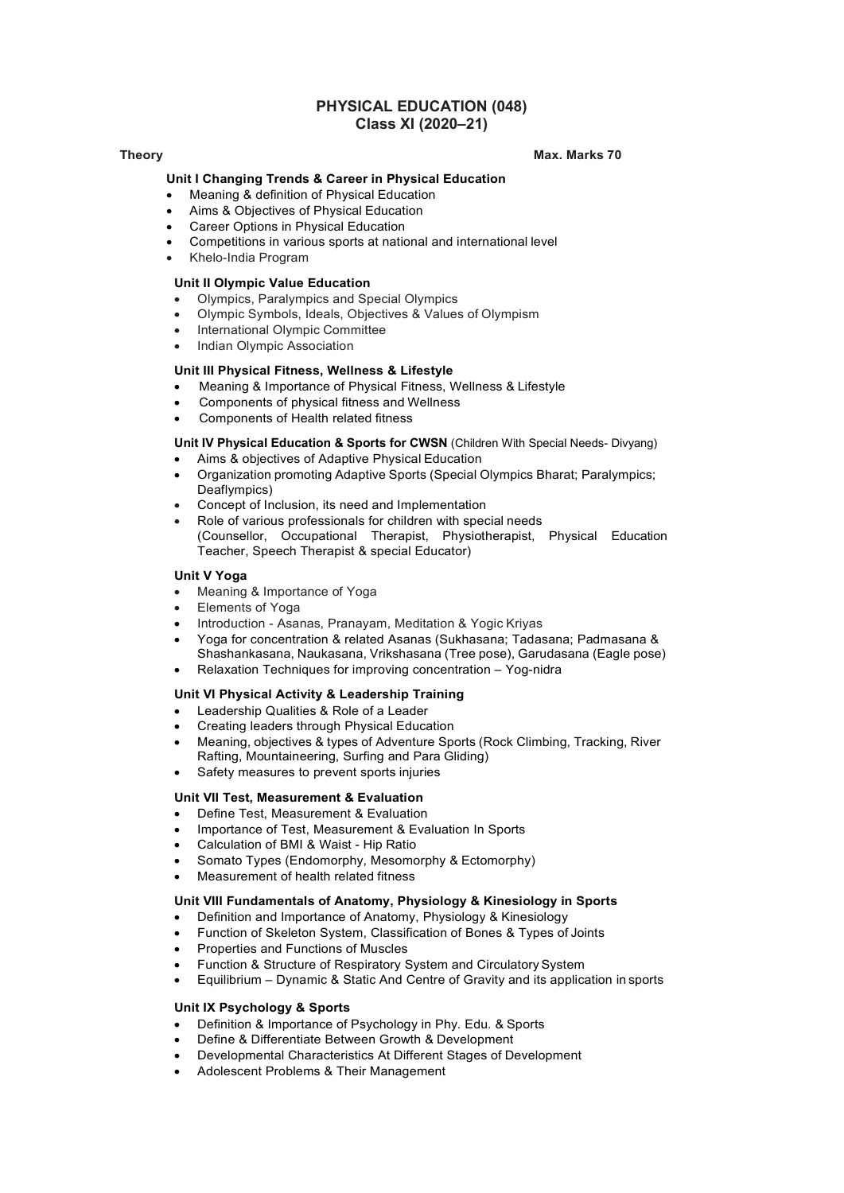# PHYSICAL EDUCATION (048)
## Class XI (2020–21)

**Theory** **Max. Marks 70**

### Unit I Changing Trends & Career in Physical Education

- Meaning & definition of Physical Education
- Aims & Objectives of Physical Education
- Career Options in Physical Education
- Competitions in various sports at national and international level
- Khelo-India Program

### Unit II Olympic Value Education

- Olympics, Paralympics and Special Olympics
- Olympic Symbols, Ideals, Objectives & Values of Olympism
- International Olympic Committee
- Indian Olympic Association

### Unit III Physical Fitness, Wellness & Lifestyle

- Meaning & Importance of Physical Fitness, Wellness & Lifestyle
- Components of physical fitness and Wellness
- Components of Health related fitness

### Unit IV Physical Education & Sports for CWSN (Children With Special Needs- Divyang)

- Aims & objectives of Adaptive Physical Education
- Organization promoting Adaptive Sports (Special Olympics Bharat; Paralympics; Deaflympics)
- Concept of Inclusion, its need and Implementation
- Role of various professionals for children with special needs (Counsellor, Occupational Therapist, Physiotherapist, Physical Education Teacher, Speech Therapist & special Educator)

### Unit V Yoga

- Meaning & Importance of Yoga
- Elements of Yoga
- Introduction - Asanas, Pranayam, Meditation & Yogic Kriyas
- Yoga for concentration & related Asanas (Sukhasana; Tadasana; Padmasana & Shashankasana, Naukasana, Vrikshasana (Tree pose), Garudasana (Eagle pose)
- Relaxation Techniques for improving concentration – Yog-nidra

### Unit VI Physical Activity & Leadership Training

- Leadership Qualities & Role of a Leader
- Creating leaders through Physical Education
- Meaning, objectives & types of Adventure Sports (Rock Climbing, Tracking, River Rafting, Mountaineering, Surfing and Para Gliding)
- Safety measures to prevent sports injuries

### Unit VII Test, Measurement & Evaluation

- Define Test, Measurement & Evaluation
- Importance of Test, Measurement & Evaluation In Sports
- Calculation of BMI & Waist - Hip Ratio
- Somato Types (Endomorphy, Mesomorphy & Ectomorphy)
- Measurement of health related fitness

### Unit VIII Fundamentals of Anatomy, Physiology & Kinesiology in Sports

- Definition and Importance of Anatomy, Physiology & Kinesiology
- Function of Skeleton System, Classification of Bones & Types of Joints
- Properties and Functions of Muscles
- Function & Structure of Respiratory System and Circulatory System
- Equilibrium – Dynamic & Static And Centre of Gravity and its application in sports

### Unit IX Psychology & Sports

- Definition & Importance of Psychology in Phy. Edu. & Sports
- Define & Differentiate Between Growth & Development
- Developmental Characteristics At Different Stages of Development
- Adolescent Problems & Their Management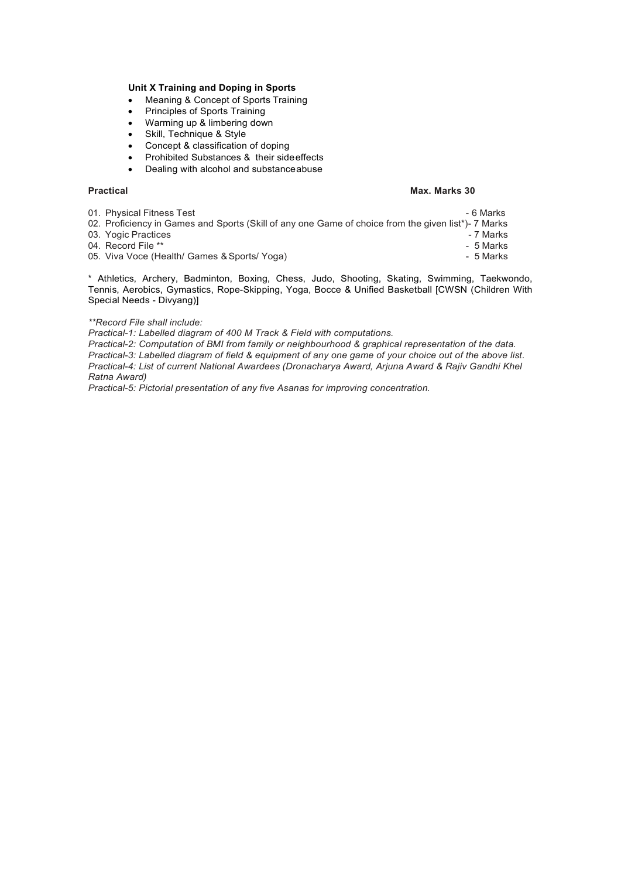### Unit X Training and Doping in Sports

- Meaning & Concept of Sports Training
- Principles of Sports Training
- Warming up & limbering down
- Skill, Technique & Style
- Concept & classification of doping
- Prohibited Substances & their side effects
- Dealing with alcohol and substance abuse

**Practical** **Max. Marks 30**

01. Physical Fitness Test - 6 Marks
02. Proficiency in Games and Sports (Skill of any one Game of choice from the given list*)- 7 Marks
03. Yogic Practices - 7 Marks
04. Record File ** - 5 Marks
05. Viva Voce (Health/ Games & Sports/ Yoga) - 5 Marks

* Athletics, Archery, Badminton, Boxing, Chess, Judo, Shooting, Skating, Swimming, Taekwondo, Tennis, Aerobics, Gymastics, Rope-Skipping, Yoga, Bocce & Unified Basketball [CWSN (Children With Special Needs - Divyang)]

*\*\*Record File shall include:*

*Practical-1: Labelled diagram of 400 M Track & Field with computations.*

*Practical-2: Computation of BMI from family or neighbourhood & graphical representation of the data.*

*Practical-3: Labelled diagram of field & equipment of any one game of your choice out of the above list.*

*Practical-4: List of current National Awardees (Dronacharya Award, Arjuna Award & Rajiv Gandhi Khel Ratna Award)*

*Practical-5: Pictorial presentation of any five Asanas for improving concentration.*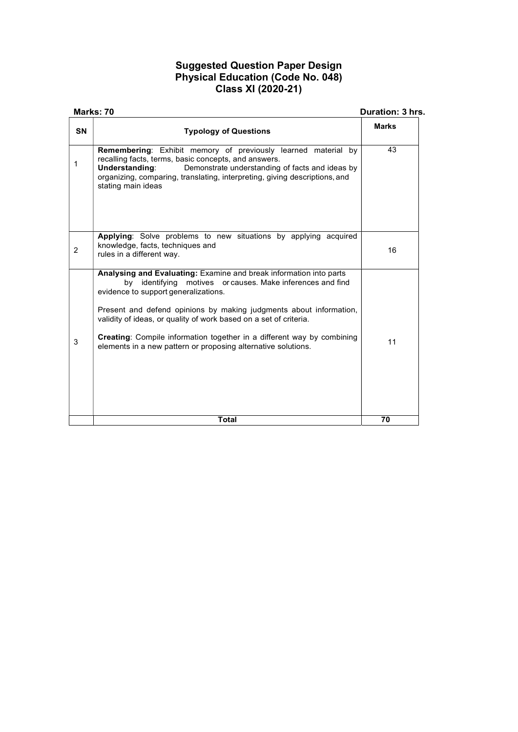# Suggested Question Paper Design
## Physical Education (Code No. 048)
## Class XI (2020-21)

**Marks: 70** **Duration: 3 hrs.**

| SN | Typology of Questions | Marks |
|---|---|---|
| 1 | **Remembering**: Exhibit memory of previously learned material by recalling facts, terms, basic concepts, and answers.<br>**Understanding**: Demonstrate understanding of facts and ideas by organizing, comparing, translating, interpreting, giving descriptions, and stating main ideas | 43 |
| 2 | **Applying**: Solve problems to new situations by applying acquired knowledge, facts, techniques and rules in a different way. | 16 |
| 3 | **Analysing and Evaluating:** Examine and break information into parts by identifying motives or causes. Make inferences and find evidence to support generalizations.<br><br>Present and defend opinions by making judgments about information, validity of ideas, or quality of work based on a set of criteria.<br><br>**Creating**: Compile information together in a different way by combining elements in a new pattern or proposing alternative solutions. | 11 |
| | **Total** | **70** |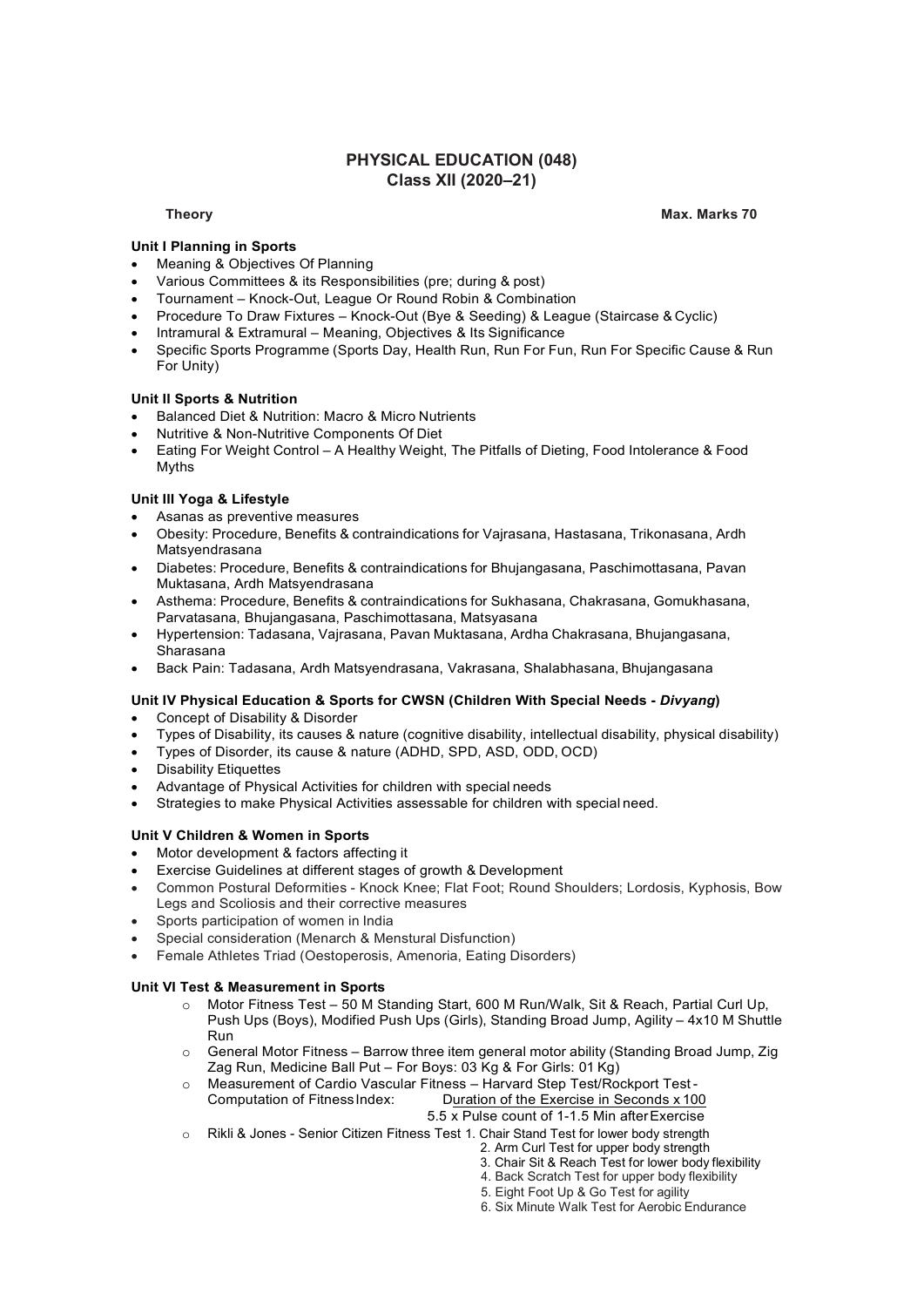# PHYSICAL EDUCATION (048)
## Class XII (2020–21)

**Theory** **Max. Marks 70**

### Unit I Planning in Sports

- Meaning & Objectives Of Planning
- Various Committees & its Responsibilities (pre; during & post)
- Tournament – Knock-Out, League Or Round Robin & Combination
- Procedure To Draw Fixtures – Knock-Out (Bye & Seeding) & League (Staircase & Cyclic)
- Intramural & Extramural – Meaning, Objectives & Its Significance
- Specific Sports Programme (Sports Day, Health Run, Run For Fun, Run For Specific Cause & Run For Unity)

### Unit II Sports & Nutrition

- Balanced Diet & Nutrition: Macro & Micro Nutrients
- Nutritive & Non-Nutritive Components Of Diet
- Eating For Weight Control – A Healthy Weight, The Pitfalls of Dieting, Food Intolerance & Food Myths

### Unit III Yoga & Lifestyle

- Asanas as preventive measures
- Obesity: Procedure, Benefits & contraindications for Vajrasana, Hastasana, Trikonasana, Ardh Matsyendrasana
- Diabetes: Procedure, Benefits & contraindications for Bhujangasana, Paschimottasana, Pavan Muktasana, Ardh Matsyendrasana
- Asthema: Procedure, Benefits & contraindications for Sukhasana, Chakrasana, Gomukhasana, Parvatasana, Bhujangasana, Paschimottasana, Matsyasana
- Hypertension: Tadasana, Vajrasana, Pavan Muktasana, Ardha Chakrasana, Bhujangasana, Sharasana
- Back Pain: Tadasana, Ardh Matsyendrasana, Vakrasana, Shalabhasana, Bhujangasana

### Unit IV Physical Education & Sports for CWSN (Children With Special Needs - *Divyang*)

- Concept of Disability & Disorder
- Types of Disability, its causes & nature (cognitive disability, intellectual disability, physical disability)
- Types of Disorder, its cause & nature (ADHD, SPD, ASD, ODD, OCD)
- Disability Etiquettes
- Advantage of Physical Activities for children with special needs
- Strategies to make Physical Activities assessable for children with special need.

### Unit V Children & Women in Sports

- Motor development & factors affecting it
- Exercise Guidelines at different stages of growth & Development
- Common Postural Deformities - Knock Knee; Flat Foot; Round Shoulders; Lordosis, Kyphosis, Bow Legs and Scoliosis and their corrective measures
- Sports participation of women in India
- Special consideration (Menarch & Menstural Disfunction)
- Female Athletes Triad (Oestoperosis, Amenoria, Eating Disorders)

### Unit VI Test & Measurement in Sports

- Motor Fitness Test – 50 M Standing Start, 600 M Run/Walk, Sit & Reach, Partial Curl Up, Push Ups (Boys), Modified Push Ups (Girls), Standing Broad Jump, Agility – 4x10 M Shuttle Run
- General Motor Fitness – Barrow three item general motor ability (Standing Broad Jump, Zig Zag Run, Medicine Ball Put – For Boys: 03 Kg & For Girls: 01 Kg)
- Measurement of Cardio Vascular Fitness – Harvard Step Test/Rockport Test - Computation of Fitness Index: $\dfrac{\text{Duration of the Exercise in Seconds} \times 100}{5.5 \times \text{Pulse count of 1-1.5 Min after Exercise}}$
- Rikli & Jones - Senior Citizen Fitness Test
  1. Chair Stand Test for lower body strength
  2. Arm Curl Test for upper body strength
  3. Chair Sit & Reach Test for lower body flexibility
  4. Back Scratch Test for upper body flexibility
  5. Eight Foot Up & Go Test for agility
  6. Six Minute Walk Test for Aerobic Endurance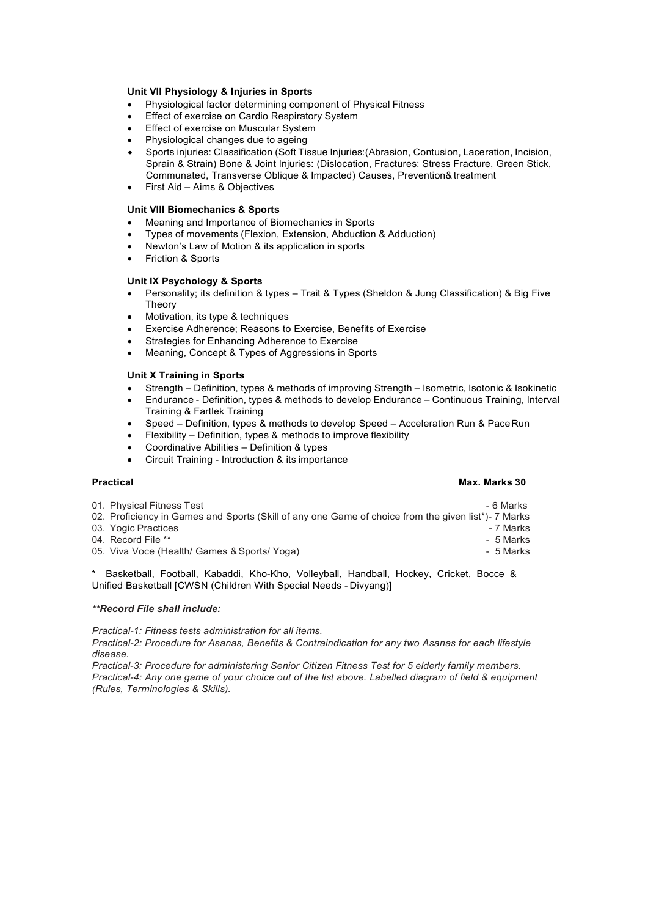### Unit VII Physiology & Injuries in Sports

- Physiological factor determining component of Physical Fitness
- Effect of exercise on Cardio Respiratory System
- Effect of exercise on Muscular System
- Physiological changes due to ageing
- Sports injuries: Classification (Soft Tissue Injuries:(Abrasion, Contusion, Laceration, Incision, Sprain & Strain) Bone & Joint Injuries: (Dislocation, Fractures: Stress Fracture, Green Stick, Communated, Transverse Oblique & Impacted) Causes, Prevention& treatment
- First Aid – Aims & Objectives

### Unit VIII Biomechanics & Sports

- Meaning and Importance of Biomechanics in Sports
- Types of movements (Flexion, Extension, Abduction & Adduction)
- Newton's Law of Motion & its application in sports
- Friction & Sports

### Unit IX Psychology & Sports

- Personality; its definition & types – Trait & Types (Sheldon & Jung Classification) & Big Five Theory
- Motivation, its type & techniques
- Exercise Adherence; Reasons to Exercise, Benefits of Exercise
- Strategies for Enhancing Adherence to Exercise
- Meaning, Concept & Types of Aggressions in Sports

### Unit X Training in Sports

- Strength – Definition, types & methods of improving Strength – Isometric, Isotonic & Isokinetic
- Endurance - Definition, types & methods to develop Endurance – Continuous Training, Interval Training & Fartlek Training
- Speed – Definition, types & methods to develop Speed – Acceleration Run & Pace Run
- Flexibility – Definition, types & methods to improve flexibility
- Coordinative Abilities – Definition & types
- Circuit Training - Introduction & its importance

### Practical — Max. Marks 30

01. Physical Fitness Test - 6 Marks
02. Proficiency in Games and Sports (Skill of any one Game of choice from the given list*)- 7 Marks
03. Yogic Practices - 7 Marks
04. Record File ** - 5 Marks
05. Viva Voce (Health/ Games & Sports/ Yoga) - 5 Marks

* Basketball, Football, Kabaddi, Kho-Kho, Volleyball, Handball, Hockey, Cricket, Bocce & Unified Basketball [CWSN (Children With Special Needs - Divyang)]

***\*\*Record File shall include:***

*Practical-1: Fitness tests administration for all items.*
*Practical-2: Procedure for Asanas, Benefits & Contraindication for any two Asanas for each lifestyle disease.*
*Practical-3: Procedure for administering Senior Citizen Fitness Test for 5 elderly family members.*
*Practical-4: Any one game of your choice out of the list above. Labelled diagram of field & equipment (Rules, Terminologies & Skills).*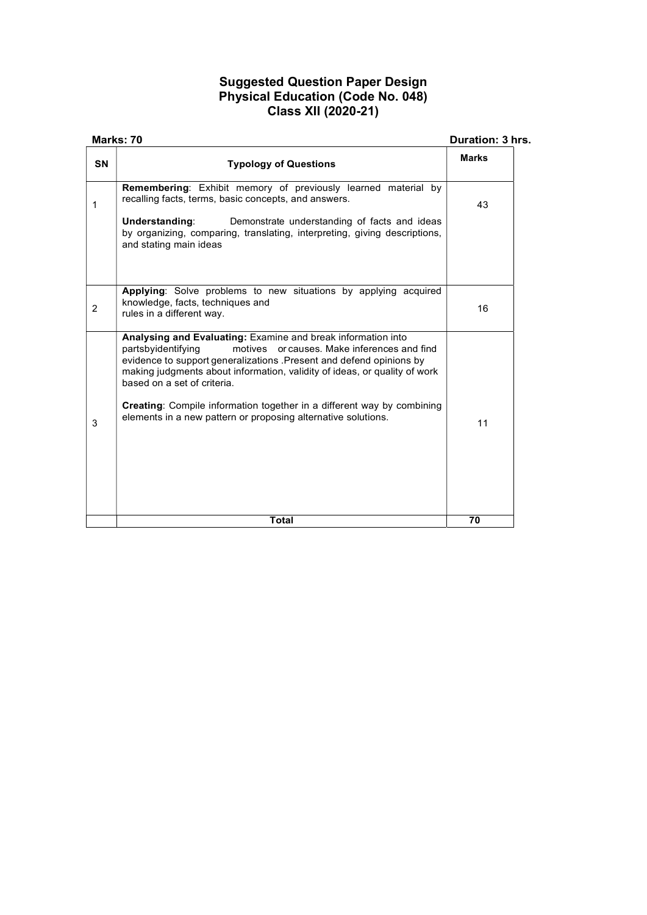# Suggested Question Paper Design
# Physical Education (Code No. 048)
# Class XII (2020-21)

**Marks: 70** **Duration: 3 hrs.**

| SN | Typology of Questions | Marks |
|---|---|---|
| 1 | **Remembering**: Exhibit memory of previously learned material by recalling facts, terms, basic concepts, and answers.<br><br>**Understanding**: Demonstrate understanding of facts and ideas by organizing, comparing, translating, interpreting, giving descriptions, and stating main ideas | 43 |
| 2 | **Applying**: Solve problems to new situations by applying acquired knowledge, facts, techniques and rules in a different way. | 16 |
| 3 | **Analysing and Evaluating:** Examine and break information into partsbyidentifying motives or causes. Make inferences and find evidence to support generalizations .Present and defend opinions by making judgments about information, validity of ideas, or quality of work based on a set of criteria.<br><br>**Creating**: Compile information together in a different way by combining elements in a new pattern or proposing alternative solutions. | 11 |
| | **Total** | **70** |